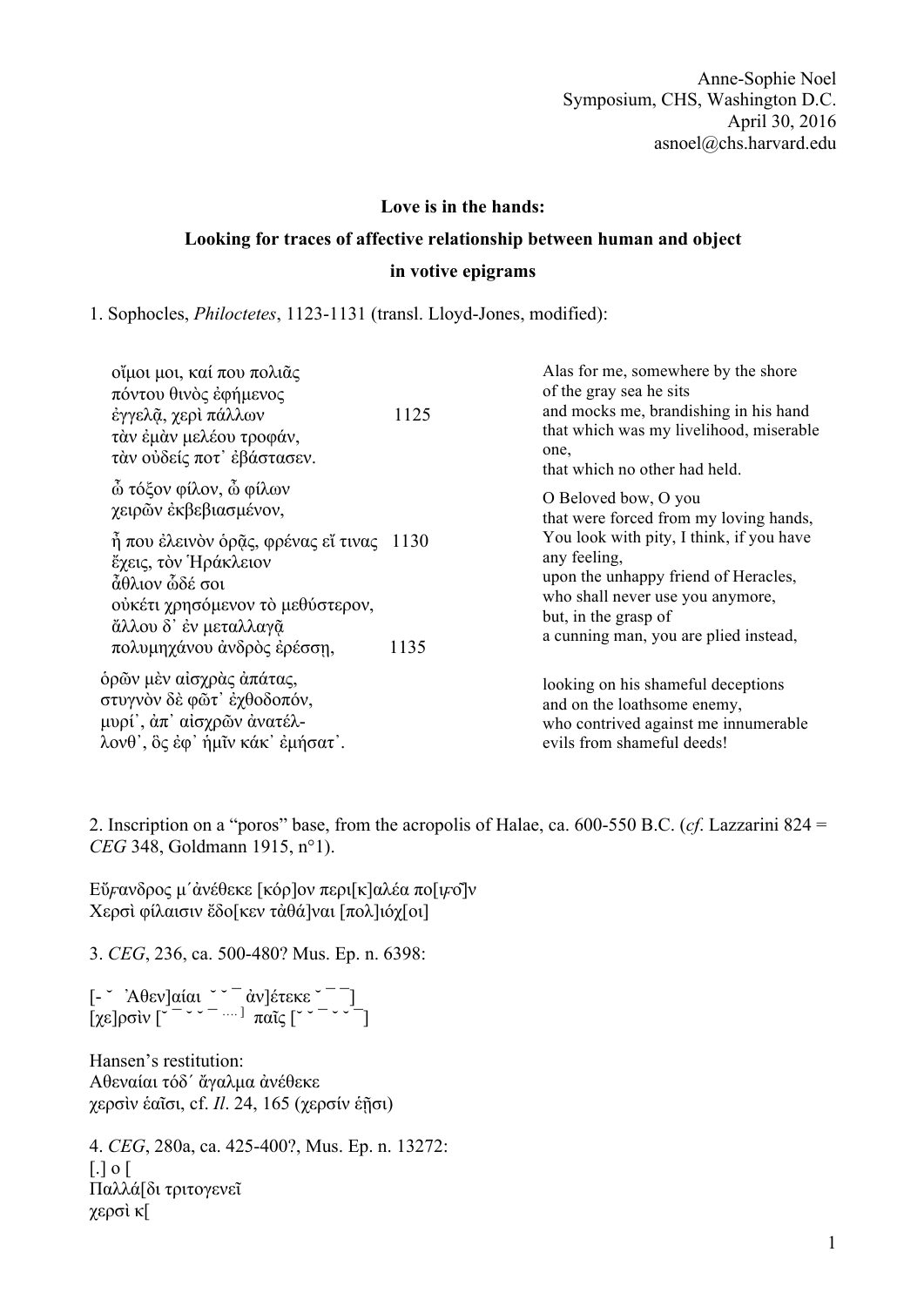Anne-Sophie Noel
Symposium, CHS, Washington D.C.
April 30, 2016
asnoel@chs.harvard.edu

**Love is in the hands:**
**Looking for traces of affective relationship between human and object in votive epigrams**

1. Sophocles, *Philoctetes*, 1123-1131 (transl. Lloyd-Jones, modified):

| Greek | | Translation |
|---|---|---|
| οἴμοι μοι, καί που πολιᾶς<br>πόντου θινὸς ἐφήμενος<br>ἐγγελᾷ, χερὶ πάλλων<br>τὰν ἐμὰν μελέου τροφάν,<br>τὰν οὐδείς ποτ᾽ ἐβάστασεν. | 1125 | Alas for me, somewhere by the shore<br>of the gray sea he sits<br>and mocks me, brandishing in his hand<br>that which was my livelihood, miserable one,<br>that which no other had held. |
| ὦ τόξον φίλον, ὦ φίλων<br>χειρῶν ἐκβεβιασμένον, | | O Beloved bow, O you<br>that were forced from my loving hands, |
| ἦ που ἐλεινὸν ὁρᾷς, φρένας εἴ τινας<br>ἔχεις, τὸν Ἡράκλειον<br>ἄθλιον ὧδέ σοι<br>οὐκέτι χρησόμενον τὸ μεθύστερον,<br>ἄλλου δ᾽ ἐν μεταλλαγᾷ<br>πολυμηχάνου ἀνδρὸς ἐρέσσῃ, | 1130<br><br><br><br><br>1135 | You look with pity, I think, if you have any feeling,<br>upon the unhappy friend of Heracles,<br>who shall never use you anymore,<br>but, in the grasp of<br>a cunning man, you are plied instead, |
| ὁρῶν μὲν αἰσχρὰς ἀπάτας,<br>στυγνὸν δὲ φῶτ᾽ ἐχθοδοπόν,<br>μυρί᾽, ἀπ᾽ αἰσχρῶν ἀνατέλ-<br>λονθ᾽, ὅς ἐφ᾽ ἡμῖν κάκ᾽ ἐμήσατ᾽. | | looking on his shameful deceptions<br>and on the loathsome enemy,<br>who contrived against me innumerable<br>evils from shameful deeds! |

2. Inscription on a "poros" base, from the acropolis of Halae, ca. 600-550 B.C. (*cf*. Lazzarini 824 = *CEG* 348, Goldmann 1915, n°1).

Εὔϝανδρος μ´ἀνέθεκε [κόρ]ον περι[κ]αλέα πο[ιϝο͂]ν
Χερσὶ φίλαισιν ἔδο[κεν τἀθά]ναι [πολ]ιόχ[οι]

3. *CEG*, 236, ca. 500-480? Mus. Ep. n. 6398:

[- ˘ Ἀθεν]αίαι ˘ ˘ ¯ ἀν]έτεκε ˘ ¯ ¯]
[χε]ρσὶν [˘ ¯ ˘ ˘ ¯ ….] παῖς [˘ ˘ ¯ ˘ ˘ ¯]

Hansen's restitution:
Αθεναίαι τόδ´ ἄγαλμα ἀνέθεκε
χερσὶν ἑαῖσι, cf. *Il*. 24, 165 (χερσίν ἑῇσι)

4. *CEG*, 280a, ca. 425-400?, Mus. Ep. n. 13272:
[.] ο [
Παλλά[δι τριτογενεῖ
χερσὶ κ[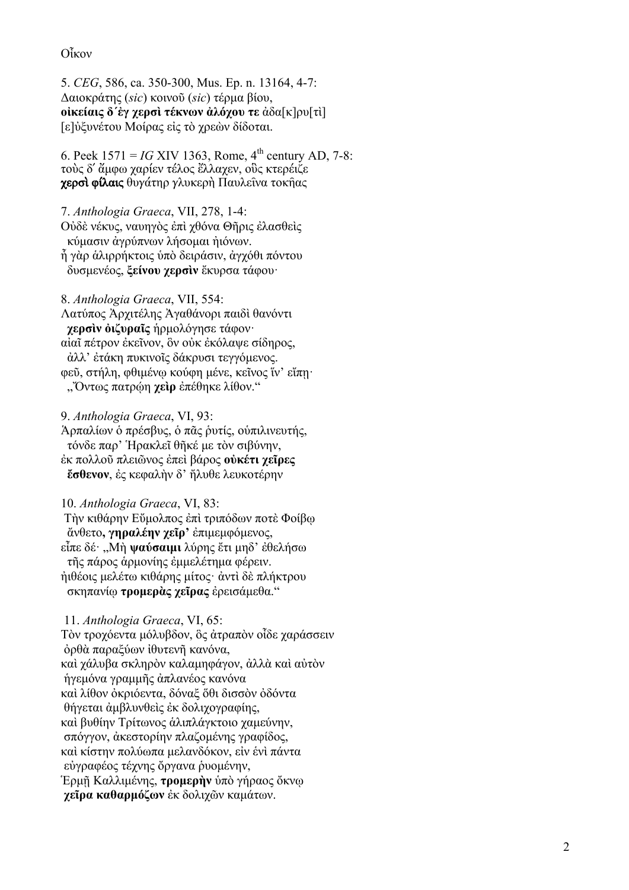Οἶκον

5. *CEG*, 586, ca. 350-300, Mus. Ep. n. 13164, 4-7:
Δαιοκράτης (*sic*) κοινοῦ (*sic*) τέρμα βίου,
**οἰκείαις δ΄ἐγ χερσὶ τέκνων ἀλόχου τε** ἀδα[κ]ρυ[τὶ]
[ε]ὐξυνέτου Μοίρας εἰς τὸ χρεὼν δίδοται.

6. Peek 1571 = *IG* XIV 1363, Rome, 4th century AD, 7-8:
τοὺς δ΄ ἄμφω χαρίεν τέλος ἔλλαχεν, οὓς κτερέιζε
**χερσὶ φίλαις** θυγάτηρ γλυκερὴ Παυλεῖνα τοκῆας

7. *Anthologia Graeca*, VII, 278, 1-4:
Οὐδὲ νέκυς, ναυηγὸς ἐπὶ χθόνα Θῆρις ἐλασθεὶς
κύμασιν ἀγρύπνων λήσομαι ἠιόνων.
ἦ γὰρ ἁλιρρήκτοις ὑπὸ δειράσιν, ἀγχόθι πόντου
δυσμενέος, **ξείνου χερσὶν** ἔκυρσα τάφου·

8. *Anthologia Graeca*, VII, 554:
Λατύπος Ἀρχιτέλης Ἀγαθάνορι παιδὶ θανόντι
**χερσὶν ὀιζυραῖς** ἡρμολόγησε τάφον·
αἰαῖ πέτρον ἐκεῖνον, ὃν οὐκ ἐκόλαψε σίδηρος,
ἀλλ' ἐτάκη πυκινοῖς δάκρυσι τεγγόμενος.
φεῦ, στήλη, φθιμένῳ κούφη μένε, κεῖνος ἵν' εἴπῃ·
„Ὄντως πατρῴη **χεὶρ** ἐπέθηκε λίθον."

9. *Anthologia Graeca*, VI, 93:
Ἁρπαλίων ὁ πρέσβυς, ὁ πᾶς ῥυτίς, οὑπιλινευτής,
τόνδε παρ' Ἡρακλεῖ θῆκέ με τὸν σιβύνην,
ἐκ πολλοῦ πλειῶνος ἐπεὶ βάρος **οὐκέτι χεῖρες**
**ἔσθενον**, ἐς κεφαλὴν δ' ἤλυθε λευκοτέρην

10. *Anthologia Graeca*, VI, 83:
Τὴν κιθάρην Εὔμολπος ἐπὶ τριπόδων ποτὲ Φοίβῳ
ἄνθετο**, γηραλέην χεῖρ'** ἐπιμεμφόμενος,
εἶπε δέ· „Μὴ **ψαύσαιμι** λύρης ἔτι μηδ' ἐθελήσω
τῆς πάρος ἁρμονίης ἐμμελέτημα φέρειν.
ἠιθέοις μελέτω κιθάρης μίτος· ἀντὶ δὲ πλήκτρου
σκηπανίῳ **τρομερὰς χεῖρας** ἐρεισάμεθα."

11. *Anthologia Graeca*, VI, 65:
Τὸν τροχόεντα μόλυβδον, ὃς ἀτραπὸν οἶδε χαράσσειν
ὀρθὰ παραξύων ἰθυτενῆ κανόνα,
καὶ χάλυβα σκληρὸν καλαμηφάγον, ἀλλὰ καὶ αὐτὸν
ἡγεμόνα γραμμῆς ἀπλανέος κανόνα
καὶ λίθον ὀκριόεντα, δόναξ ὅθι δισσὸν ὀδόντα
θήγεται ἀμβλυνθεὶς ἐκ δολιχογραφίης,
καὶ βυθίην Τρίτωνος ἁλιπλάγκτοιο χαμεύνην,
σπόγγον, ἀκεστορίην πλαζομένης γραφίδος,
καὶ κίστην πολύωπα μελανδόκον, εἰν ἑνὶ πάντα
εὐγραφέος τέχνης ὄργανα ῥυομένην,
Ἑρμῇ Καλλιμένης, **τρομερὴν** ὑπὸ γήραος ὄκνῳ
**χεῖρα καθαρμόζων** ἐκ δολιχῶν καμάτων.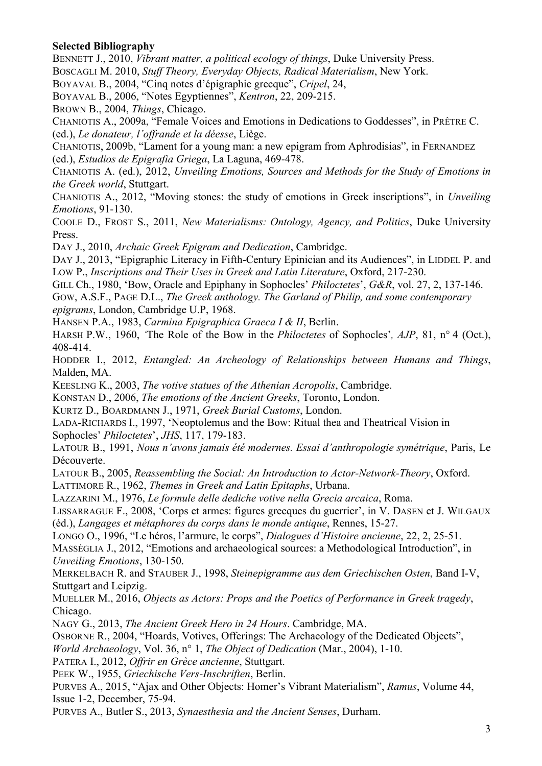**Selected Bibliography**

BENNETT J., 2010, *Vibrant matter, a political ecology of things*, Duke University Press.

BOSCAGLI M. 2010, *Stuff Theory, Everyday Objects, Radical Materialism*, New York.

BOYAVAL B., 2004, "Cinq notes d'épigraphie grecque", *Cripel*, 24,

BOYAVAL B., 2006, "Notes Egyptiennes", *Kentron*, 22, 209-215.

BROWN B., 2004, *Things*, Chicago.

CHANIOTIS A., 2009a, "Female Voices and Emotions in Dedications to Goddesses", in PRÊTRE C. (ed.), *Le donateur, l'offrande et la déesse*, Liège.

CHANIOTIS, 2009b, "Lament for a young man: a new epigram from Aphrodisias", in FERNANDEZ (ed.), *Estudios de Epigrafia Griega*, La Laguna, 469-478.

CHANIOTIS A. (ed.), 2012, *Unveiling Emotions, Sources and Methods for the Study of Emotions in the Greek world*, Stuttgart.

CHANIOTIS A., 2012, "Moving stones: the study of emotions in Greek inscriptions", in *Unveiling Emotions*, 91-130.

COOLE D., FROST S., 2011, *New Materialisms: Ontology, Agency, and Politics*, Duke University Press.

DAY J., 2010, *Archaic Greek Epigram and Dedication*, Cambridge.

DAY J., 2013, "Epigraphic Literacy in Fifth-Century Epinician and its Audiences", in LIDDEL P. and LOW P., *Inscriptions and Their Uses in Greek and Latin Literature*, Oxford, 217-230.

GILL Ch., 1980, 'Bow, Oracle and Epiphany in Sophocles' *Philoctetes*', *G&R*, vol. 27, 2, 137-146.

GOW, A.S.F., PAGE D.L., *The Greek anthology. The Garland of Philip, and some contemporary epigrams*, London, Cambridge U.P, 1968.

HANSEN P.A., 1983, *Carmina Epigraphica Graeca I & II*, Berlin.

HARSH P.W., 1960, 'The Role of the Bow in the *Philoctetes* of Sophocles', *AJP*, 81, n° 4 (Oct.), 408-414.

HODDER I., 2012, *Entangled: An Archeology of Relationships between Humans and Things*, Malden, MA.

KEESLING K., 2003, *The votive statues of the Athenian Acropolis*, Cambridge.

KONSTAN D., 2006, *The emotions of the Ancient Greeks*, Toronto, London.

KURTZ D., BOARDMANN J., 1971, *Greek Burial Customs*, London.

LADA-RICHARDS I., 1997, 'Neoptolemus and the Bow: Ritual thea and Theatrical Vision in Sophocles' *Philoctetes*', *JHS*, 117, 179-183.

LATOUR B., 1991, *Nous n'avons jamais été modernes. Essai d'anthropologie symétrique*, Paris, Le Découverte.

LATOUR B., 2005, *Reassembling the Social: An Introduction to Actor-Network-Theory*, Oxford.

LATTIMORE R., 1962, *Themes in Greek and Latin Epitaphs*, Urbana.

LAZZARINI M., 1976, *Le formule delle dediche votive nella Grecia arcaica*, Roma.

LISSARRAGUE F., 2008, 'Corps et armes: figures grecques du guerrier', in V. DASEN et J. WILGAUX (éd.), *Langages et métaphores du corps dans le monde antique*, Rennes, 15-27.

LONGO O., 1996, "Le héros, l'armure, le corps", *Dialogues d'Histoire ancienne*, 22, 2, 25-51.

MASSÉGLIA J., 2012, "Emotions and archaeological sources: a Methodological Introduction", in *Unveiling Emotions*, 130-150.

MERKELBACH R. and STAUBER J., 1998, *Steinepigramme aus dem Griechischen Osten*, Band I-V, Stuttgart and Leipzig.

MUELLER M., 2016, *Objects as Actors: Props and the Poetics of Performance in Greek tragedy*, Chicago.

NAGY G., 2013, *The Ancient Greek Hero in 24 Hours*. Cambridge, MA.

OSBORNE R., 2004, "Hoards, Votives, Offerings: The Archaeology of the Dedicated Objects", *World Archaeology*, Vol. 36, n° 1, *The Object of Dedication* (Mar., 2004), 1-10.

PATERA I., 2012, *Offrir en Grèce ancienne*, Stuttgart.

PEEK W., 1955, *Griechische Vers-Inschriften*, Berlin.

PURVES A., 2015, "Ajax and Other Objects: Homer's Vibrant Materialism", *Ramus*, Volume 44, Issue 1-2, December, 75-94.

PURVES A., Butler S., 2013, *Synaesthesia and the Ancient Senses*, Durham.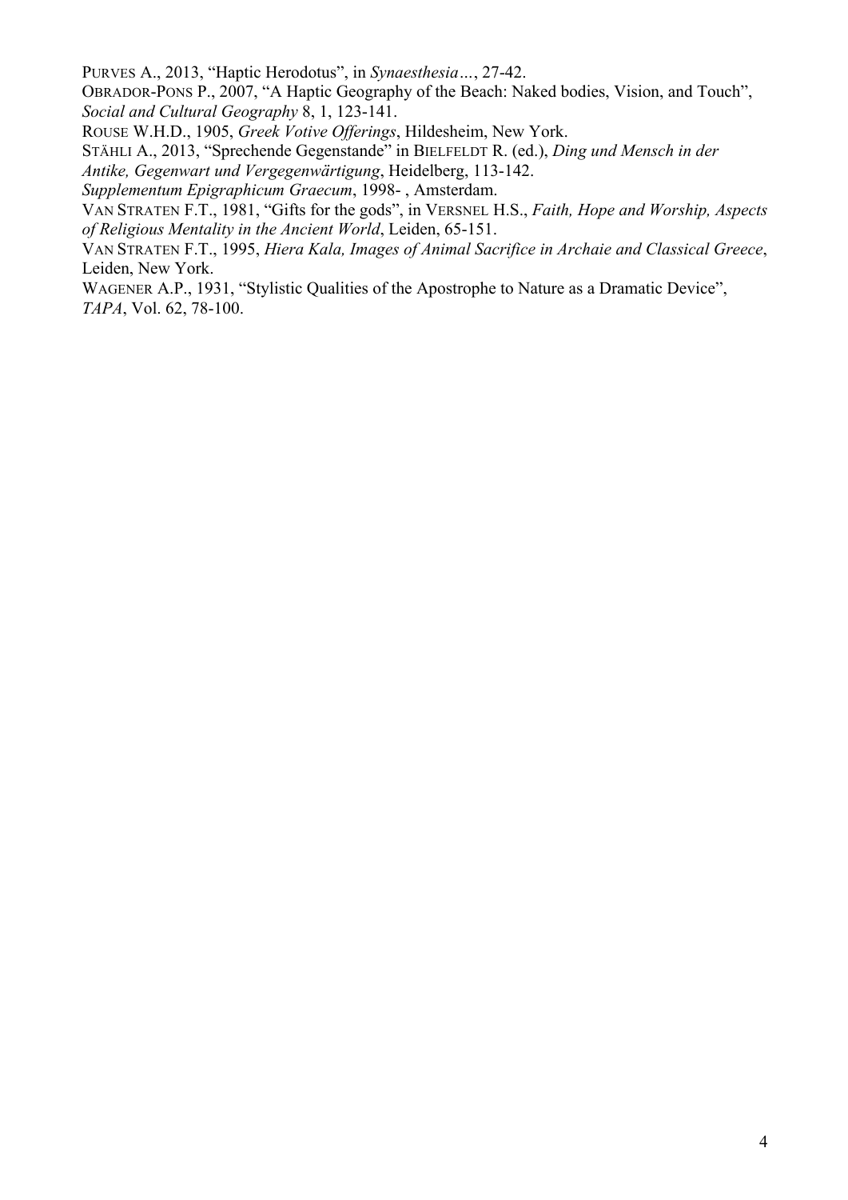PURVES A., 2013, "Haptic Herodotus", in *Synaesthesia…*, 27-42.

OBRADOR-PONS P., 2007, "A Haptic Geography of the Beach: Naked bodies, Vision, and Touch", *Social and Cultural Geography* 8, 1, 123-141.

ROUSE W.H.D., 1905, *Greek Votive Offerings*, Hildesheim, New York.

STÄHLI A., 2013, "Sprechende Gegenstande" in BIELFELDT R. (ed.), *Ding und Mensch in der Antike, Gegenwart und Vergegenwärtigung*, Heidelberg, 113-142.

*Supplementum Epigraphicum Graecum*, 1998- , Amsterdam.

VAN STRATEN F.T., 1981, "Gifts for the gods", in VERSNEL H.S., *Faith, Hope and Worship, Aspects of Religious Mentality in the Ancient World*, Leiden, 65-151.

VAN STRATEN F.T., 1995, *Hiera Kala, Images of Animal Sacrifice in Archaie and Classical Greece*, Leiden, New York.

WAGENER A.P., 1931, "Stylistic Qualities of the Apostrophe to Nature as a Dramatic Device", *TAPA*, Vol. 62, 78-100.